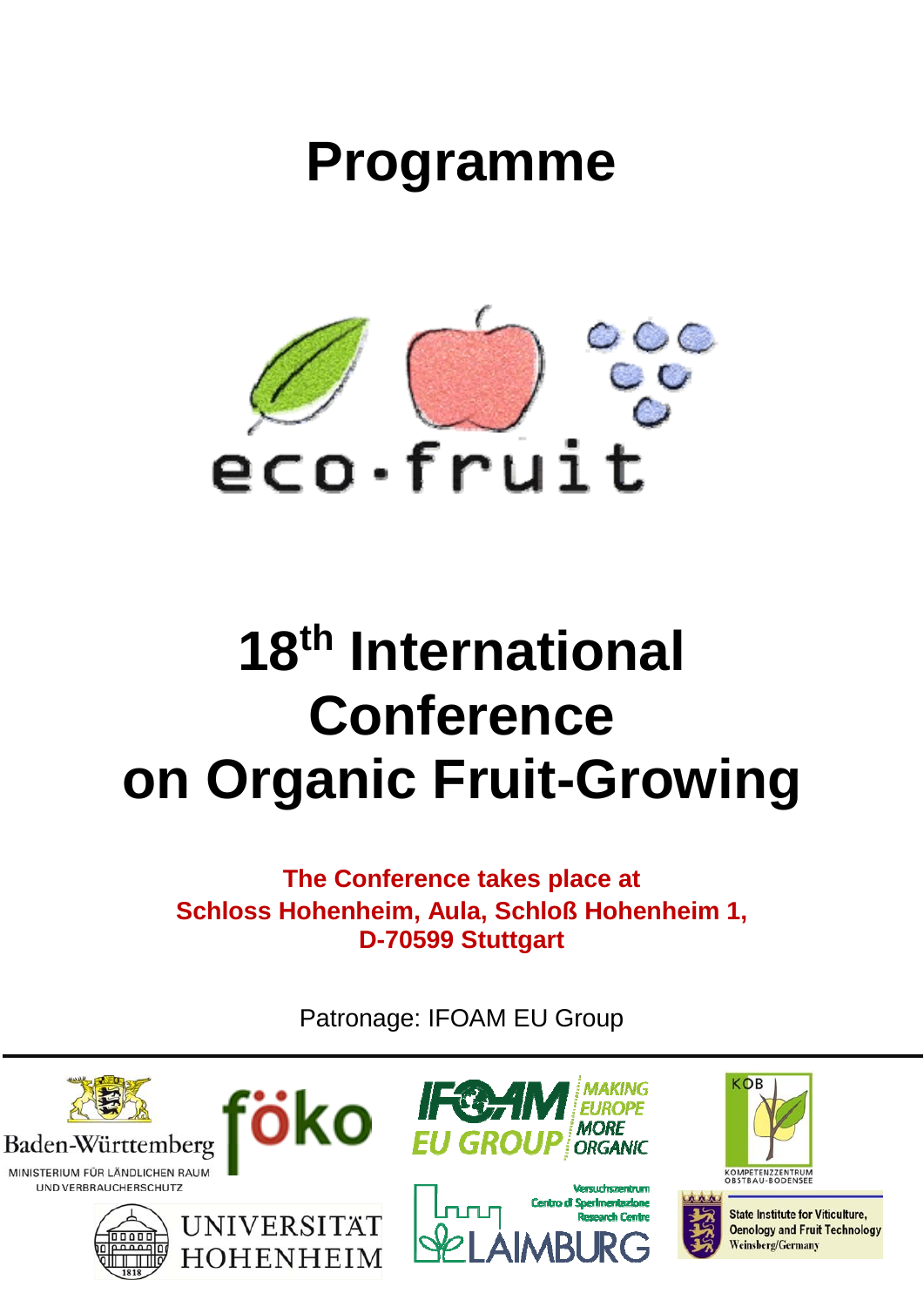# Programme

eco·fruit

# 18th International Conference on Organic Fruit-Growing

**The Conference takes place at**
**Schloss Hohenheim, Aula, Schloß Hohenheim 1,**
**D-70599 Stuttgart**

Patronage: IFOAM EU Group

Baden-Württemberg
MINISTERIUM FÜR LÄNDLICHEN RAUM UND VERBRAUCHERSCHUTZ

föko

IFOAM EU GROUP – MAKING EUROPE MORE ORGANIC

KOB – KOMPETENZZENTRUM OBSTBAU-BODENSEE

UNIVERSITÄT HOHENHEIM

Versuchszentrum Centro di Sperimentazione Research Centre LAIMBURG

State Institute for Viticulture, Oenology and Fruit Technology Weinsberg/Germany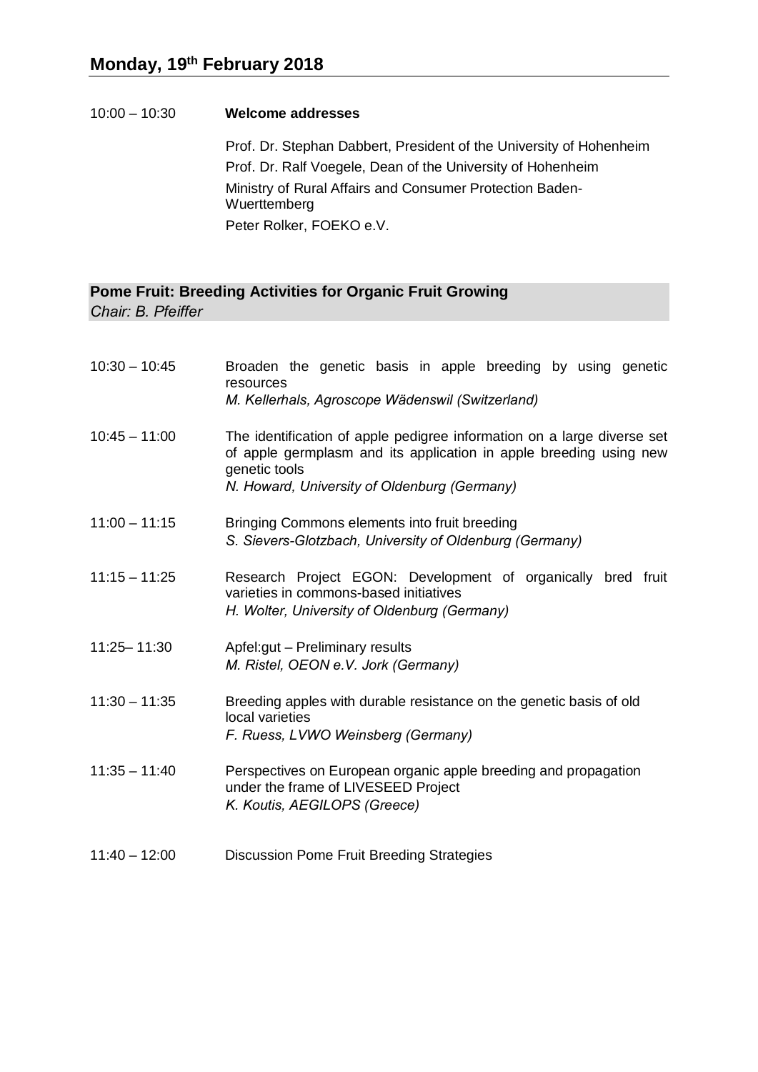## Monday, 19th February 2018

| | |
|---|---|
| 10:00 – 10:30 | **Welcome addresses** |
| | Prof. Dr. Stephan Dabbert, President of the University of Hohenheim |
| | Prof. Dr. Ralf Voegele, Dean of the University of Hohenheim |
| | Ministry of Rural Affairs and Consumer Protection Baden-Wuerttemberg |
| | Peter Rolker, FOEKO e.V. |

### Pome Fruit: Breeding Activities for Organic Fruit Growing

*Chair: B. Pfeiffer*

| | |
|---|---|
| 10:30 – 10:45 | Broaden the genetic basis in apple breeding by using genetic resources<br>*M. Kellerhals, Agroscope Wädenswil (Switzerland)* |
| 10:45 – 11:00 | The identification of apple pedigree information on a large diverse set of apple germplasm and its application in apple breeding using new genetic tools<br>*N. Howard, University of Oldenburg (Germany)* |
| 11:00 – 11:15 | Bringing Commons elements into fruit breeding<br>*S. Sievers-Glotzbach, University of Oldenburg (Germany)* |
| 11:15 – 11:25 | Research Project EGON: Development of organically bred fruit varieties in commons-based initiatives<br>*H. Wolter, University of Oldenburg (Germany)* |
| 11:25– 11:30 | Apfel:gut – Preliminary results<br>*M. Ristel, OEON e.V. Jork (Germany)* |
| 11:30 – 11:35 | Breeding apples with durable resistance on the genetic basis of old local varieties<br>*F. Ruess, LVWO Weinsberg (Germany)* |
| 11:35 – 11:40 | Perspectives on European organic apple breeding and propagation under the frame of LIVESEED Project<br>*K. Koutis, AEGILOPS (Greece)* |
| 11:40 – 12:00 | Discussion Pome Fruit Breeding Strategies |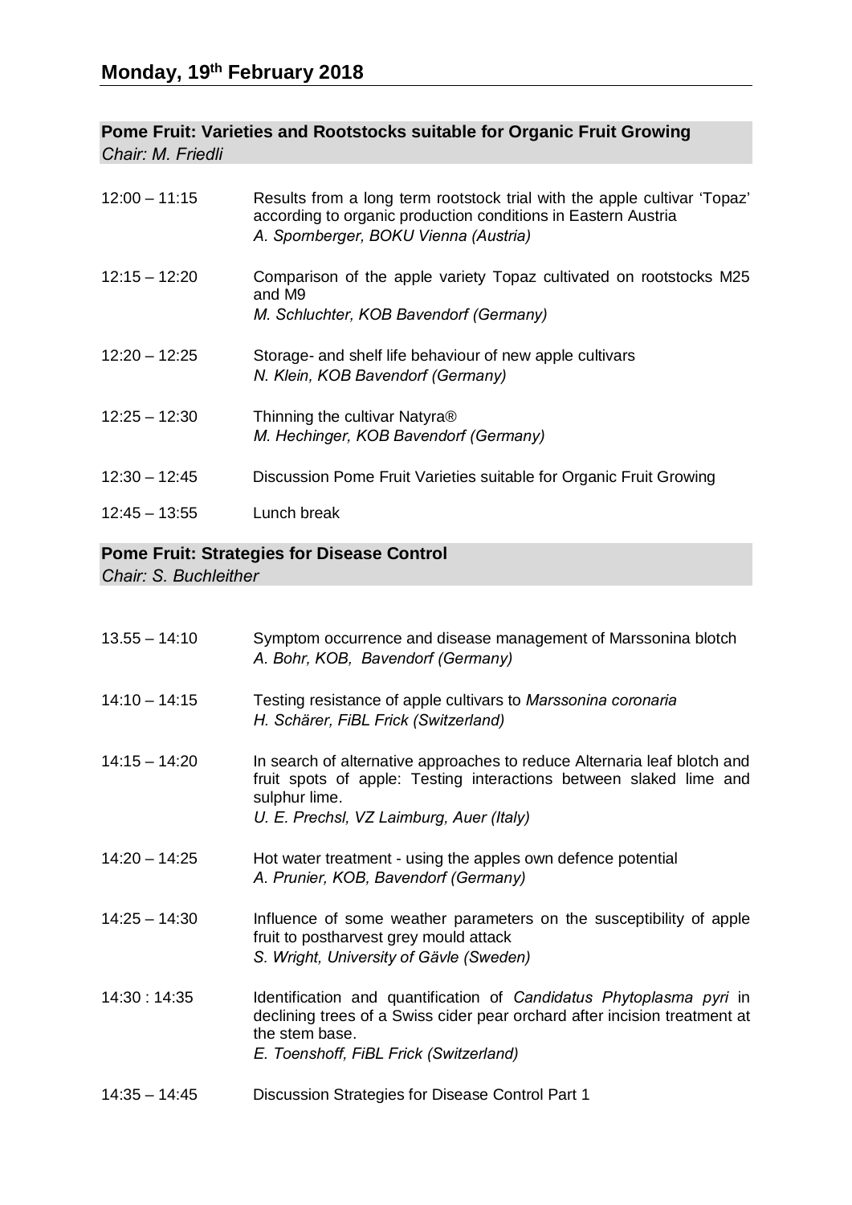## Monday, 19th February 2018

### Pome Fruit: Varieties and Rootstocks suitable for Organic Fruit Growing
*Chair: M. Friedli*

| | |
|---|---|
| 12:00 – 11:15 | Results from a long term rootstock trial with the apple cultivar 'Topaz' according to organic production conditions in Eastern Austria<br>*A. Spornberger, BOKU Vienna (Austria)* |
| 12:15 – 12:20 | Comparison of the apple variety Topaz cultivated on rootstocks M25 and M9<br>*M. Schluchter, KOB Bavendorf (Germany)* |
| 12:20 – 12:25 | Storage- and shelf life behaviour of new apple cultivars<br>*N. Klein, KOB Bavendorf (Germany)* |
| 12:25 – 12:30 | Thinning the cultivar Natyra®<br>*M. Hechinger, KOB Bavendorf (Germany)* |
| 12:30 – 12:45 | Discussion Pome Fruit Varieties suitable for Organic Fruit Growing |
| 12:45 – 13:55 | Lunch break |

### Pome Fruit: Strategies for Disease Control
*Chair: S. Buchleither*

| | |
|---|---|
| 13.55 – 14:10 | Symptom occurrence and disease management of Marssonina blotch<br>*A. Bohr, KOB, Bavendorf (Germany)* |
| 14:10 – 14:15 | Testing resistance of apple cultivars to *Marssonina coronaria*<br>*H. Schärer, FiBL Frick (Switzerland)* |
| 14:15 – 14:20 | In search of alternative approaches to reduce Alternaria leaf blotch and fruit spots of apple: Testing interactions between slaked lime and sulphur lime.<br>*U. E. Prechsl, VZ Laimburg, Auer (Italy)* |
| 14:20 – 14:25 | Hot water treatment - using the apples own defence potential<br>*A. Prunier, KOB, Bavendorf (Germany)* |
| 14:25 – 14:30 | Influence of some weather parameters on the susceptibility of apple fruit to postharvest grey mould attack<br>*S. Wright, University of Gävle (Sweden)* |
| 14:30 : 14:35 | Identification and quantification of *Candidatus Phytoplasma pyri* in declining trees of a Swiss cider pear orchard after incision treatment at the stem base.<br>*E. Toenshoff, FiBL Frick (Switzerland)* |
| 14:35 – 14:45 | Discussion Strategies for Disease Control Part 1 |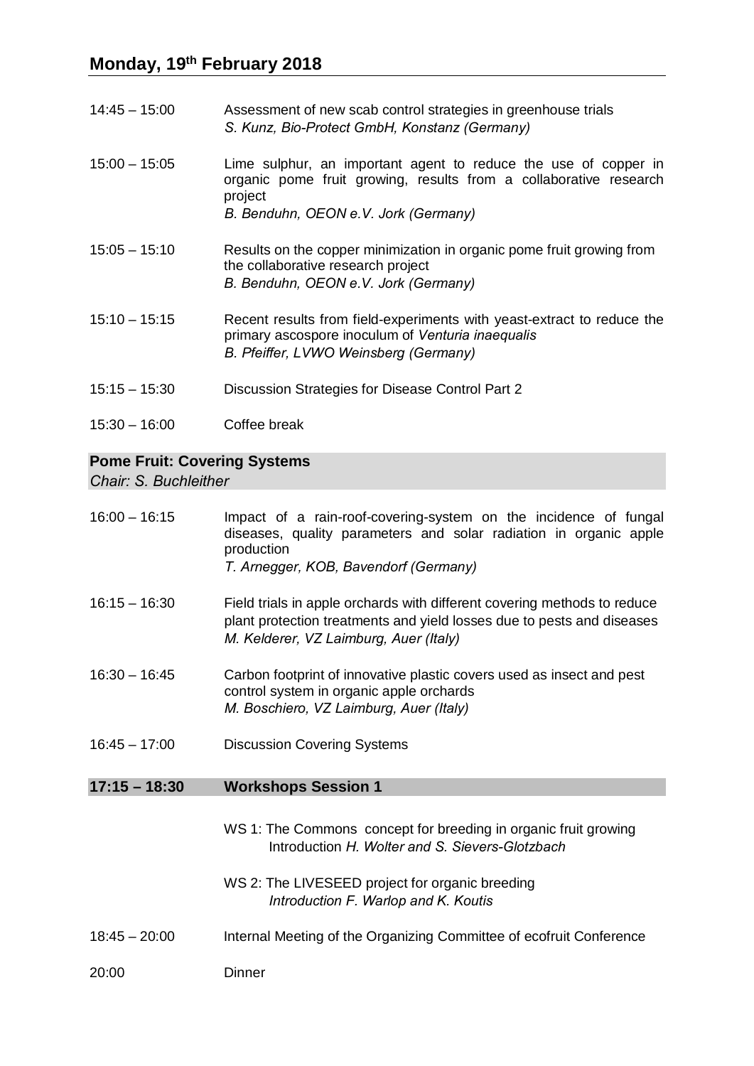## Monday, 19th February 2018

| | |
|---|---|
| 14:45 – 15:00 | Assessment of new scab control strategies in greenhouse trials<br>*S. Kunz, Bio-Protect GmbH, Konstanz (Germany)* |
| 15:00 – 15:05 | Lime sulphur, an important agent to reduce the use of copper in organic pome fruit growing, results from a collaborative research project<br>*B. Benduhn, OEON e.V. Jork (Germany)* |
| 15:05 – 15:10 | Results on the copper minimization in organic pome fruit growing from the collaborative research project<br>*B. Benduhn, OEON e.V. Jork (Germany)* |
| 15:10 – 15:15 | Recent results from field-experiments with yeast-extract to reduce the primary ascospore inoculum of *Venturia inaequalis*<br>*B. Pfeiffer, LVWO Weinsberg (Germany)* |
| 15:15 – 15:30 | Discussion Strategies for Disease Control Part 2 |
| 15:30 – 16:00 | Coffee break |

### Pome Fruit: Covering Systems

*Chair: S. Buchleither*

| | |
|---|---|
| 16:00 – 16:15 | Impact of a rain-roof-covering-system on the incidence of fungal diseases, quality parameters and solar radiation in organic apple production<br>*T. Arnegger, KOB, Bavendorf (Germany)* |
| 16:15 – 16:30 | Field trials in apple orchards with different covering methods to reduce plant protection treatments and yield losses due to pests and diseases<br>*M. Kelderer, VZ Laimburg, Auer (Italy)* |
| 16:30 – 16:45 | Carbon footprint of innovative plastic covers used as insect and pest control system in organic apple orchards<br>*M. Boschiero, VZ Laimburg, Auer (Italy)* |
| 16:45 – 17:00 | Discussion Covering Systems |

### 17:15 – 18:30 Workshops Session 1

WS 1: The Commons concept for breeding in organic fruit growing
Introduction *H. Wolter and S. Sievers-Glotzbach*

WS 2: The LIVESEED project for organic breeding
*Introduction F. Warlop and K. Koutis*

| | |
|---|---|
| 18:45 – 20:00 | Internal Meeting of the Organizing Committee of ecofruit Conference |
| 20:00 | Dinner |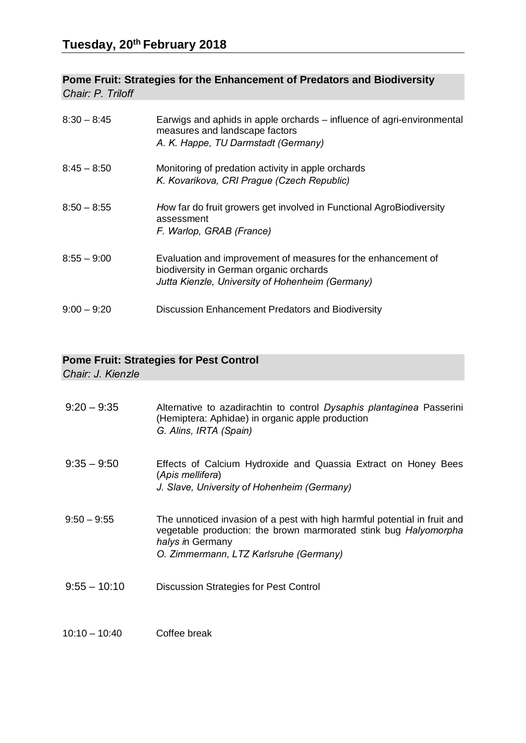## Tuesday, 20th February 2018

### Pome Fruit: Strategies for the Enhancement of Predators and Biodiversity

*Chair: P. Triloff*

8:30 – 8:45 Earwigs and aphids in apple orchards – influence of agri-environmental measures and landscape factors
*A. K. Happe, TU Darmstadt (Germany)*

8:45 – 8:50 Monitoring of predation activity in apple orchards
*K. Kovarikova, CRI Prague (Czech Republic)*

8:50 – 8:55 How far do fruit growers get involved in Functional AgroBiodiversity assessment
*F. Warlop, GRAB (France)*

8:55 – 9:00 Evaluation and improvement of measures for the enhancement of biodiversity in German organic orchards
*Jutta Kienzle, University of Hohenheim (Germany)*

9:00 – 9:20 Discussion Enhancement Predators and Biodiversity

### Pome Fruit: Strategies for Pest Control

*Chair: J. Kienzle*

9:20 – 9:35 Alternative to azadirachtin to control *Dysaphis plantaginea* Passerini (Hemiptera: Aphidae) in organic apple production
*G. Alins, IRTA (Spain)*

9:35 – 9:50 Effects of Calcium Hydroxide and Quassia Extract on Honey Bees (*Apis mellifera*)
*J. Slave, University of Hohenheim (Germany)*

9:50 – 9:55 The unnoticed invasion of a pest with high harmful potential in fruit and vegetable production: the brown marmorated stink bug *Halyomorpha halys* in Germany
*O. Zimmermann, LTZ Karlsruhe (Germany)*

9:55 – 10:10 Discussion Strategies for Pest Control

10:10 – 10:40 Coffee break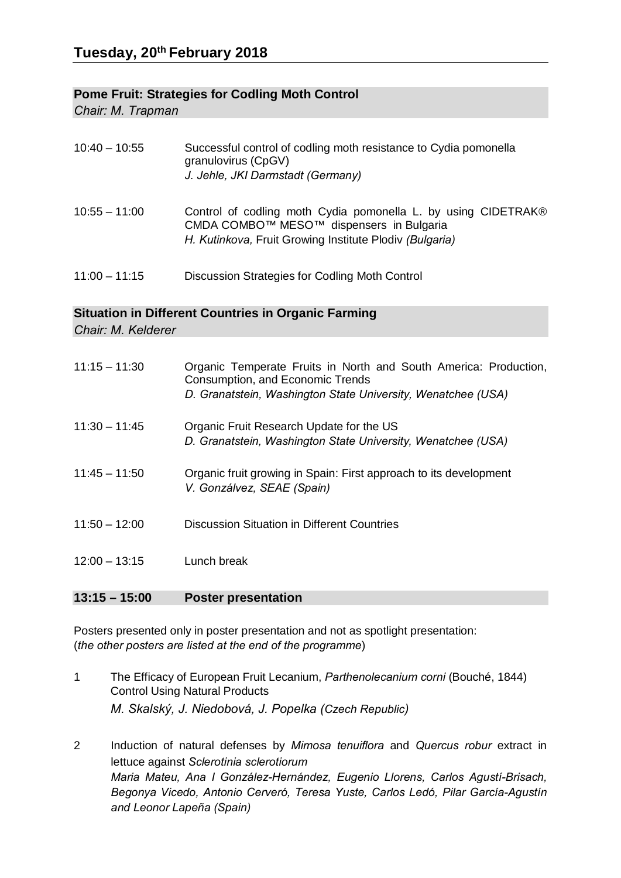## Tuesday, 20th February 2018

### Pome Fruit: Strategies for Codling Moth Control

*Chair: M. Trapman*

10:40 – 10:55 Successful control of codling moth resistance to Cydia pomonella granulovirus (CpGV)
*J. Jehle, JKI Darmstadt (Germany)*

10:55 – 11:00 Control of codling moth Cydia pomonella L. by using CIDETRAK® CMDA COMBO™ MESO™ dispensers in Bulgaria
*H. Kutinkova,* Fruit Growing Institute Plodiv *(Bulgaria)*

11:00 – 11:15 Discussion Strategies for Codling Moth Control

### Situation in Different Countries in Organic Farming

*Chair: M. Kelderer*

11:15 – 11:30 Organic Temperate Fruits in North and South America: Production, Consumption, and Economic Trends
*D. Granatstein, Washington State University, Wenatchee (USA)*

11:30 – 11:45 Organic Fruit Research Update for the US
*D. Granatstein, Washington State University, Wenatchee (USA)*

11:45 – 11:50 Organic fruit growing in Spain: First approach to its development
*V. Gonzálvez, SEAE (Spain)*

11:50 – 12:00 Discussion Situation in Different Countries

12:00 – 13:15 Lunch break

### 13:15 – 15:00 Poster presentation

Posters presented only in poster presentation and not as spotlight presentation:
(*the other posters are listed at the end of the programme*)

1 The Efficacy of European Fruit Lecanium, *Parthenolecanium corni* (Bouché, 1844) Control Using Natural Products
*M. Skalský, J. Niedobová, J. Popelka (Czech Republic)*

2 Induction of natural defenses by *Mimosa tenuiflora* and *Quercus robur* extract in lettuce against *Sclerotinia sclerotiorum*
*Maria Mateu, Ana I González-Hernández, Eugenio Llorens, Carlos Agustí-Brisach, Begonya Vicedo, Antonio Cerveró, Teresa Yuste, Carlos Ledó, Pilar García-Agustín and Leonor Lapeña (Spain)*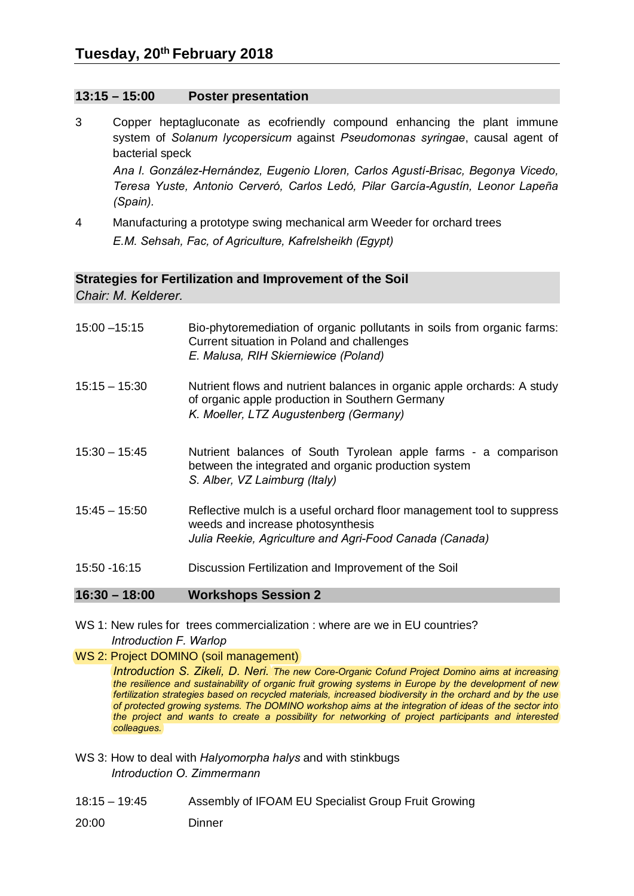## Tuesday, 20th February 2018

### 13:15 – 15:00 Poster presentation

3 Copper heptagluconate as ecofriendly compound enhancing the plant immune system of *Solanum lycopersicum* against *Pseudomonas syringae*, causal agent of bacterial speck
*Ana I. González-Hernández, Eugenio Lloren, Carlos Agustí-Brisac, Begonya Vicedo, Teresa Yuste, Antonio Cerveró, Carlos Ledó, Pilar García-Agustín, Leonor Lapeña (Spain).*

4 Manufacturing a prototype swing mechanical arm Weeder for orchard trees
*E.M. Sehsah, Fac, of Agriculture, Kafrelsheikh (Egypt)*

### Strategies for Fertilization and Improvement of the Soil

*Chair: M. Kelderer.*

15:00 –15:15 Bio-phytoremediation of organic pollutants in soils from organic farms: Current situation in Poland and challenges
*E. Malusa, RIH Skierniewice (Poland)*

15:15 – 15:30 Nutrient flows and nutrient balances in organic apple orchards: A study of organic apple production in Southern Germany
*K. Moeller, LTZ Augustenberg (Germany)*

15:30 – 15:45 Nutrient balances of South Tyrolean apple farms - a comparison between the integrated and organic production system
*S. Alber, VZ Laimburg (Italy)*

15:45 – 15:50 Reflective mulch is a useful orchard floor management tool to suppress weeds and increase photosynthesis
*Julia Reekie, Agriculture and Agri-Food Canada (Canada)*

15:50 -16:15 Discussion Fertilization and Improvement of the Soil

### 16:30 – 18:00 Workshops Session 2

WS 1: New rules for trees commercialization : where are we in EU countries?
*Introduction F. Warlop*

WS 2: Project DOMINO (soil management)
*Introduction S. Zikeli, D. Neri. The new Core-Organic Cofund Project Domino aims at increasing the resilience and sustainability of organic fruit growing systems in Europe by the development of new fertilization strategies based on recycled materials, increased biodiversity in the orchard and by the use of protected growing systems. The DOMINO workshop aims at the integration of ideas of the sector into the project and wants to create a possibility for networking of project participants and interested colleagues.*

WS 3: How to deal with *Halyomorpha halys* and with stinkbugs
*Introduction O. Zimmermann*

18:15 – 19:45 Assembly of IFOAM EU Specialist Group Fruit Growing

20:00 Dinner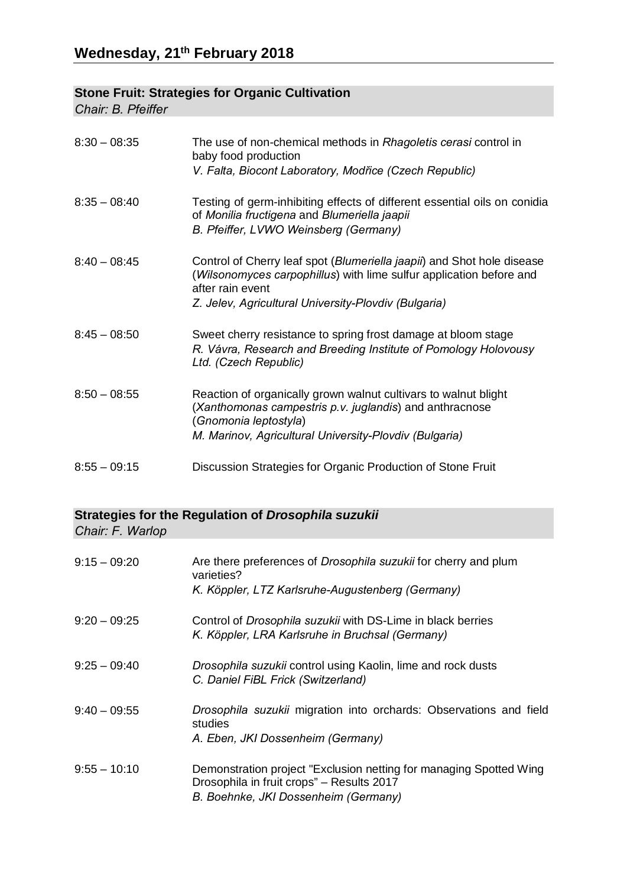## Wednesday, 21th February 2018

### Stone Fruit: Strategies for Organic Cultivation

*Chair: B. Pfeiffer*

| | |
|---|---|
| 8:30 – 08:35 | The use of non-chemical methods in *Rhagoletis cerasi* control in baby food production<br>*V. Falta, Biocont Laboratory, Modřice (Czech Republic)* |
| 8:35 – 08:40 | Testing of germ-inhibiting effects of different essential oils on conidia of *Monilia fructigena* and *Blumeriella jaapii*<br>*B. Pfeiffer, LVWO Weinsberg (Germany)* |
| 8:40 – 08:45 | Control of Cherry leaf spot (*Blumeriella jaapii*) and Shot hole disease (*Wilsonomyces carpophillus*) with lime sulfur application before and after rain event<br>*Z. Jelev, Agricultural University-Plovdiv (Bulgaria)* |
| 8:45 – 08:50 | Sweet cherry resistance to spring frost damage at bloom stage<br>*R. Vávra, Research and Breeding Institute of Pomology Holovousy Ltd. (Czech Republic)* |
| 8:50 – 08:55 | Reaction of organically grown walnut cultivars to walnut blight (*Xanthomonas campestris p.v. juglandis*) and anthracnose (*Gnomonia leptostyla*)<br>*M. Marinov, Agricultural University-Plovdiv (Bulgaria)* |
| 8:55 – 09:15 | Discussion Strategies for Organic Production of Stone Fruit |

### Strategies for the Regulation of *Drosophila suzukii*

*Chair: F. Warlop*

| | |
|---|---|
| 9:15 – 09:20 | Are there preferences of *Drosophila suzukii* for cherry and plum varieties?<br>*K. Köppler, LTZ Karlsruhe-Augustenberg (Germany)* |
| 9:20 – 09:25 | Control of *Drosophila suzukii* with DS-Lime in black berries<br>*K. Köppler, LRA Karlsruhe in Bruchsal (Germany)* |
| 9:25 – 09:40 | *Drosophila suzukii* control using Kaolin, lime and rock dusts<br>*C. Daniel FiBL Frick (Switzerland)* |
| 9:40 – 09:55 | *Drosophila suzukii* migration into orchards: Observations and field studies<br>*A. Eben, JKI Dossenheim (Germany)* |
| 9:55 – 10:10 | Demonstration project "Exclusion netting for managing Spotted Wing Drosophila in fruit crops" – Results 2017<br>*B. Boehnke, JKI Dossenheim (Germany)* |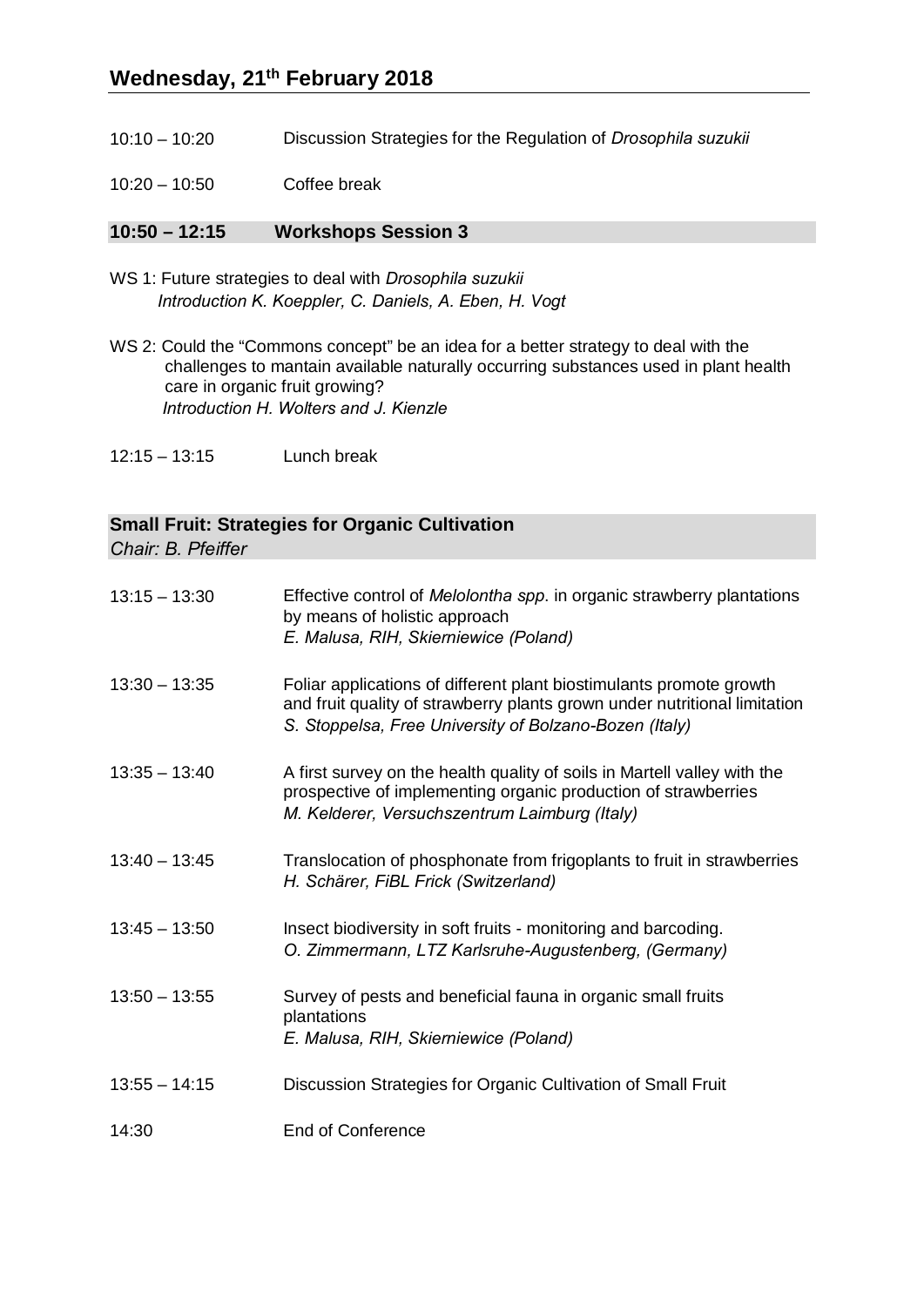## Wednesday, 21th February 2018

10:10 – 10:20 Discussion Strategies for the Regulation of *Drosophila suzukii*

10:20 – 10:50 Coffee break

### 10:50 – 12:15 Workshops Session 3

WS 1: Future strategies to deal with *Drosophila suzukii*
*Introduction K. Koeppler, C. Daniels, A. Eben, H. Vogt*

WS 2: Could the "Commons concept" be an idea for a better strategy to deal with the challenges to mantain available naturally occurring substances used in plant health care in organic fruit growing?
*Introduction H. Wolters and J. Kienzle*

12:15 – 13:15 Lunch break

### Small Fruit: Strategies for Organic Cultivation

*Chair: B. Pfeiffer*

13:15 – 13:30 Effective control of *Melolontha spp*. in organic strawberry plantations by means of holistic approach
*E. Malusa, RIH, Skierniewice (Poland)*

13:30 – 13:35 Foliar applications of different plant biostimulants promote growth and fruit quality of strawberry plants grown under nutritional limitation
*S. Stoppelsa, Free University of Bolzano-Bozen (Italy)*

13:35 – 13:40 A first survey on the health quality of soils in Martell valley with the prospective of implementing organic production of strawberries
*M. Kelderer, Versuchszentrum Laimburg (Italy)*

13:40 – 13:45 Translocation of phosphonate from frigoplants to fruit in strawberries
*H. Schärer, FiBL Frick (Switzerland)*

13:45 – 13:50 Insect biodiversity in soft fruits - monitoring and barcoding.
*O. Zimmermann, LTZ Karlsruhe-Augustenberg, (Germany)*

13:50 – 13:55 Survey of pests and beneficial fauna in organic small fruits plantations
*E. Malusa, RIH, Skierniewice (Poland)*

13:55 – 14:15 Discussion Strategies for Organic Cultivation of Small Fruit

14:30 End of Conference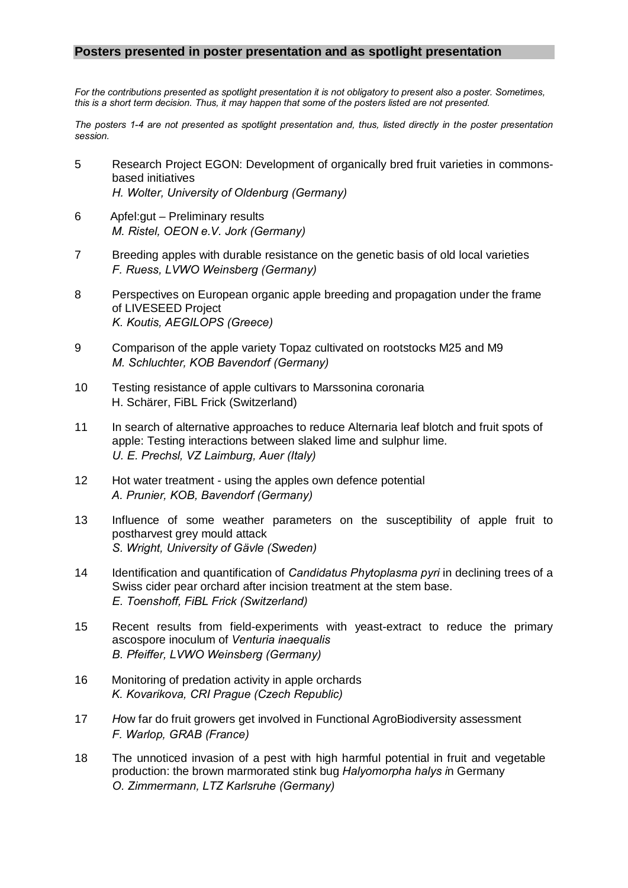## Posters presented in poster presentation and as spotlight presentation

*For the contributions presented as spotlight presentation it is not obligatory to present also a poster. Sometimes, this is a short term decision. Thus, it may happen that some of the posters listed are not presented.*

*The posters 1-4 are not presented as spotlight presentation and, thus, listed directly in the poster presentation session.*

5 Research Project EGON: Development of organically bred fruit varieties in commons-based initiatives
*H. Wolter, University of Oldenburg (Germany)*

6 Apfel:gut – Preliminary results
*M. Ristel, OEON e.V. Jork (Germany)*

7 Breeding apples with durable resistance on the genetic basis of old local varieties
*F. Ruess, LVWO Weinsberg (Germany)*

8 Perspectives on European organic apple breeding and propagation under the frame of LIVESEED Project
*K. Koutis, AEGILOPS (Greece)*

9 Comparison of the apple variety Topaz cultivated on rootstocks M25 and M9
*M. Schluchter, KOB Bavendorf (Germany)*

10 Testing resistance of apple cultivars to Marssonina coronaria
H. Schärer, FiBL Frick (Switzerland)

11 In search of alternative approaches to reduce Alternaria leaf blotch and fruit spots of apple: Testing interactions between slaked lime and sulphur lime.
*U. E. Prechsl, VZ Laimburg, Auer (Italy)*

12 Hot water treatment - using the apples own defence potential
*A. Prunier, KOB, Bavendorf (Germany)*

13 Influence of some weather parameters on the susceptibility of apple fruit to postharvest grey mould attack
*S. Wright, University of Gävle (Sweden)*

14 Identification and quantification of *Candidatus Phytoplasma pyri* in declining trees of a Swiss cider pear orchard after incision treatment at the stem base.
*E. Toenshoff, FiBL Frick (Switzerland)*

15 Recent results from field-experiments with yeast-extract to reduce the primary ascospore inoculum of *Venturia inaequalis*
*B. Pfeiffer, LVWO Weinsberg (Germany)*

16 Monitoring of predation activity in apple orchards
*K. Kovarikova, CRI Prague (Czech Republic)*

17 *H*ow far do fruit growers get involved in Functional AgroBiodiversity assessment
*F. Warlop, GRAB (France)*

18 The unnoticed invasion of a pest with high harmful potential in fruit and vegetable production: the brown marmorated stink bug *Halyomorpha halys i*n Germany
*O. Zimmermann, LTZ Karlsruhe (Germany)*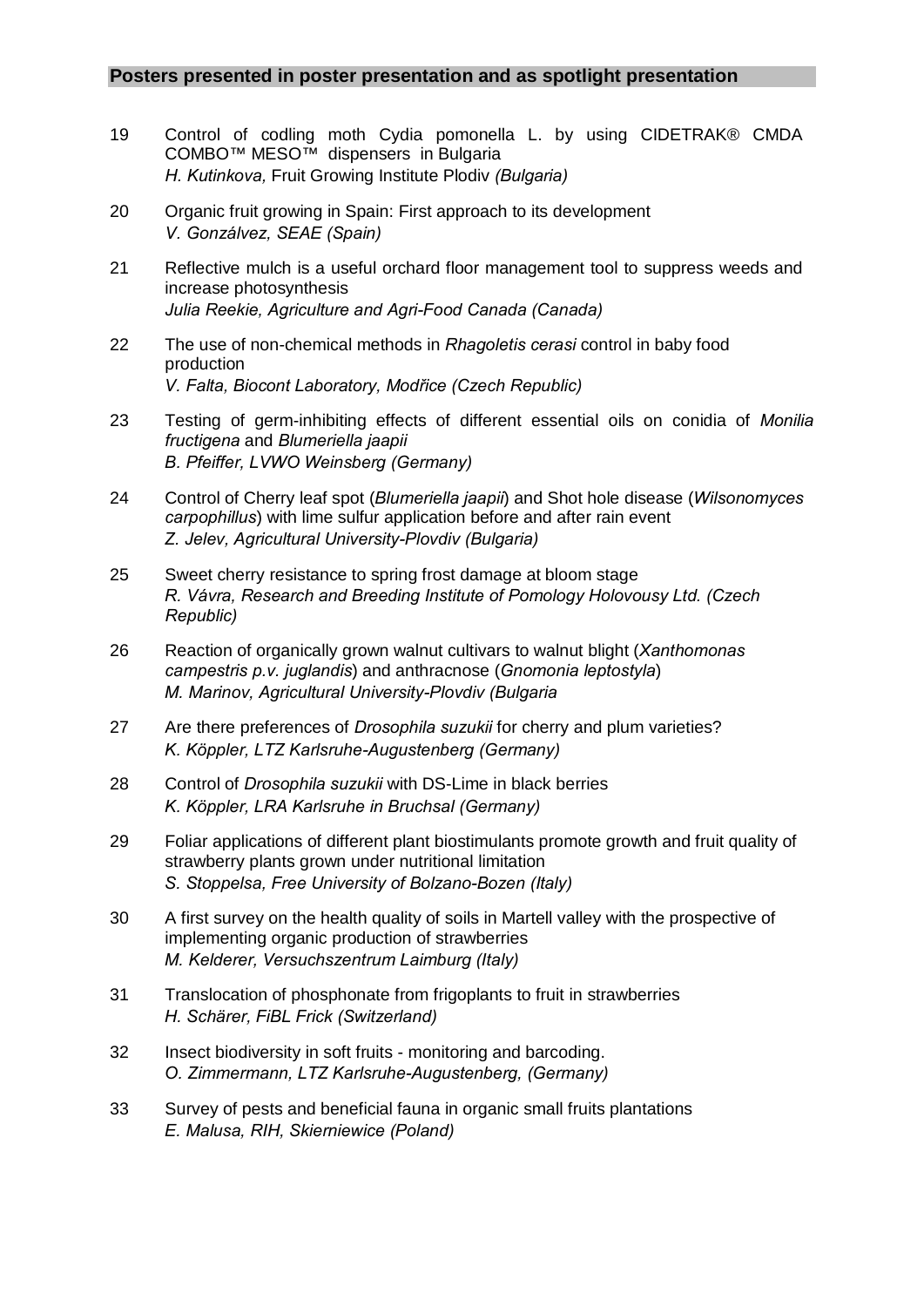## Posters presented in poster presentation and as spotlight presentation

19 Control of codling moth Cydia pomonella L. by using CIDETRAK® CMDA COMBO™ MESO™ dispensers in Bulgaria
*H. Kutinkova,* Fruit Growing Institute Plodiv *(Bulgaria)*

20 Organic fruit growing in Spain: First approach to its development
*V. Gonzálvez, SEAE (Spain)*

21 Reflective mulch is a useful orchard floor management tool to suppress weeds and increase photosynthesis
*Julia Reekie, Agriculture and Agri-Food Canada (Canada)*

22 The use of non-chemical methods in *Rhagoletis cerasi* control in baby food production
*V. Falta, Biocont Laboratory, Modřice (Czech Republic)*

23 Testing of germ-inhibiting effects of different essential oils on conidia of *Monilia fructigena* and *Blumeriella jaapii*
*B. Pfeiffer, LVWO Weinsberg (Germany)*

24 Control of Cherry leaf spot (*Blumeriella jaapii*) and Shot hole disease (*Wilsonomyces carpophillus*) with lime sulfur application before and after rain event
*Z. Jelev, Agricultural University-Plovdiv (Bulgaria)*

25 Sweet cherry resistance to spring frost damage at bloom stage
*R. Vávra, Research and Breeding Institute of Pomology Holovousy Ltd. (Czech Republic)*

26 Reaction of organically grown walnut cultivars to walnut blight (*Xanthomonas campestris p.v. juglandis*) and anthracnose (*Gnomonia leptostyla*)
*M. Marinov, Agricultural University-Plovdiv (Bulgaria*

27 Are there preferences of *Drosophila suzukii* for cherry and plum varieties?
*K. Köppler, LTZ Karlsruhe-Augustenberg (Germany)*

28 Control of *Drosophila suzukii* with DS-Lime in black berries
*K. Köppler, LRA Karlsruhe in Bruchsal (Germany)*

29 Foliar applications of different plant biostimulants promote growth and fruit quality of strawberry plants grown under nutritional limitation
*S. Stoppelsa, Free University of Bolzano-Bozen (Italy)*

30 A first survey on the health quality of soils in Martell valley with the prospective of implementing organic production of strawberries
*M. Kelderer, Versuchszentrum Laimburg (Italy)*

31 Translocation of phosphonate from frigoplants to fruit in strawberries
*H. Schärer, FiBL Frick (Switzerland)*

32 Insect biodiversity in soft fruits - monitoring and barcoding.
*O. Zimmermann, LTZ Karlsruhe-Augustenberg, (Germany)*

33 Survey of pests and beneficial fauna in organic small fruits plantations
*E. Malusa, RIH, Skierniewice (Poland)*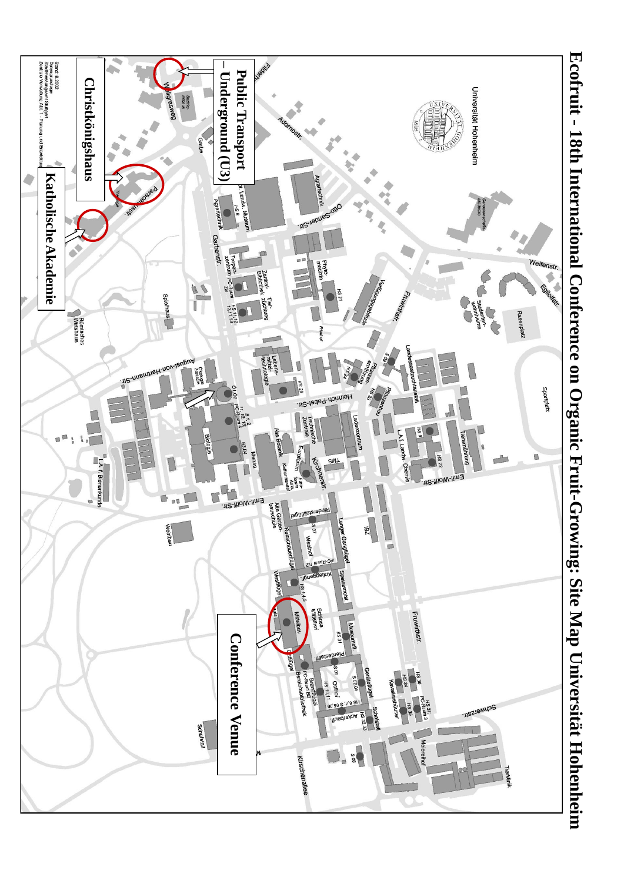# Ecofruit - 18th International Conference on Organic Fruit-Growing: Site Map Universität Hohenheim

Public Transport – Underground (U3)

Christkönigshaus

Katholische Akademie

Conference Venue